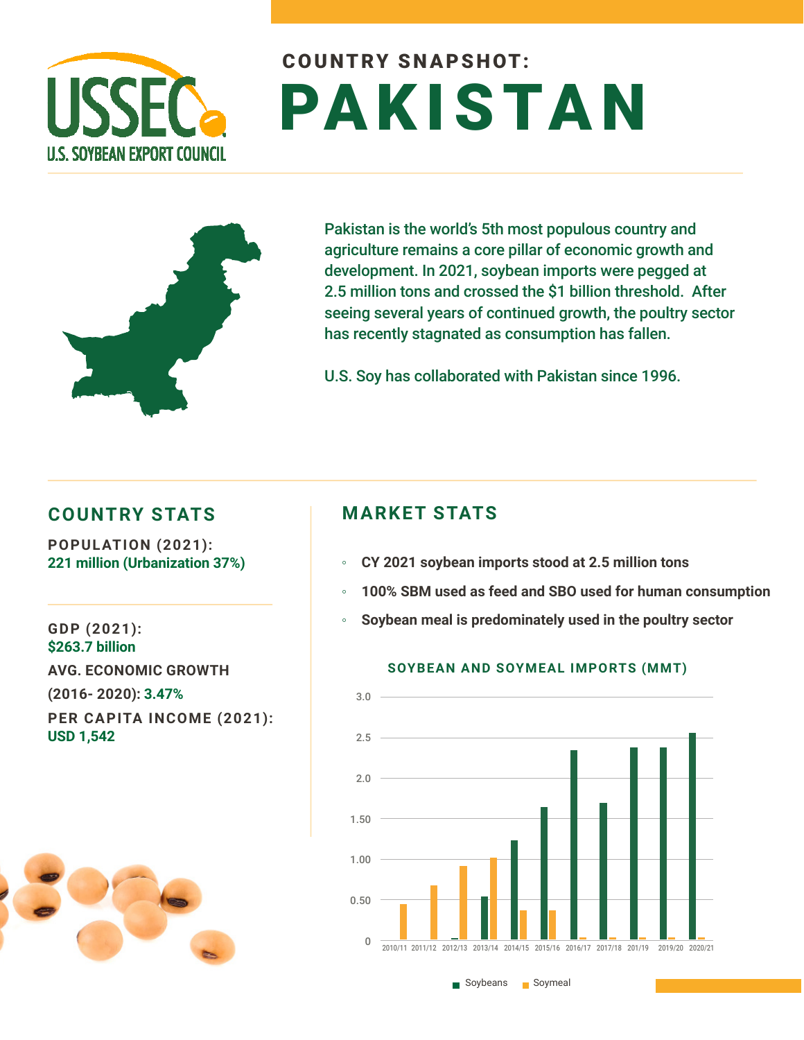# COUNTRY SNAPSHOT: PAKISTAN

U.S. SOYBEAN EXPORT COUNCIL

Pakistan is the world's 5th most populous country and agriculture remains a core pillar of economic growth and development. In 2021, soybean imports were pegged at 2.5 million tons and crossed the $1 billion threshold. After seeing several years of continued growth, the poultry sector has recently stagnated as consumption has fallen.

U.S. Soy has collaborated with Pakistan since 1996.

## COUNTRY STATS

**POPULATION (2021):**
221 million (Urbanization 37%)

**GDP (2021):**
$263.7 billion

**AVG. ECONOMIC GROWTH (2016- 2020):** 3.47%

**PER CAPITA INCOME (2021):**
USD 1,542

## MARKET STATS

- **CY 2021 soybean imports stood at 2.5 million tons**
- **100% SBM used as feed and SBO used for human consumption**
- **Soybean meal is predominately used in the poultry sector**

**SOYBEAN AND SOYMEAL IMPORTS (MMT)**

| Year | Soybeans | Soymeal |
|---|---|---|
| 2010/11 | | 0.45 |
| 2011/12 | | 0.68 |
| 2012/13 | 0.03 | 0.92 |
| 2013/14 | 0.54 | 1.02 |
| 2014/15 | 1.23 | 0.37 |
| 2015/16 | 1.64 | 0.37 |
| 2016/17 | 2.34 | 0.04 |
| 2017/18 | 1.69 | 0.04 |
| 201/19 | 2.38 | 0.04 |
| 2019/20 | 2.38 | 0.04 |
| 2020/21 | 2.56 | 0.04 |

Soybeans · Soymeal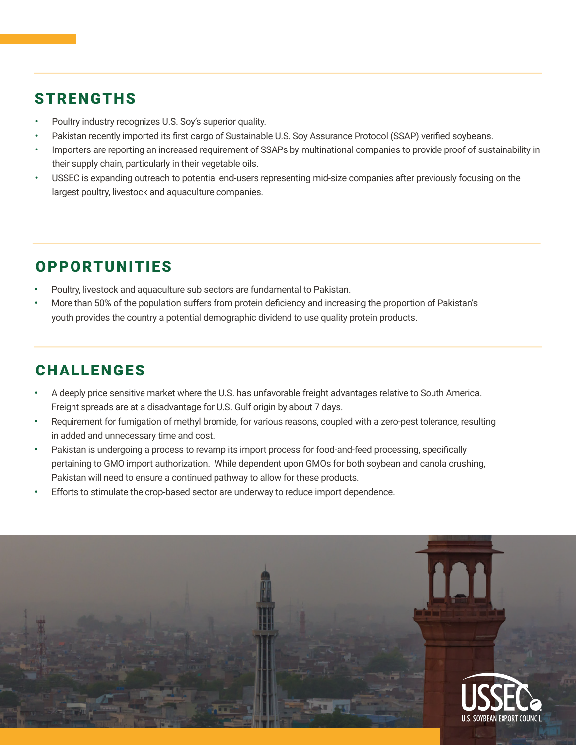## STRENGTHS

- Poultry industry recognizes U.S. Soy's superior quality.
- Pakistan recently imported its first cargo of Sustainable U.S. Soy Assurance Protocol (SSAP) verified soybeans.
- Importers are reporting an increased requirement of SSAPs by multinational companies to provide proof of sustainability in their supply chain, particularly in their vegetable oils.
- USSEC is expanding outreach to potential end-users representing mid-size companies after previously focusing on the largest poultry, livestock and aquaculture companies.

## OPPORTUNITIES

- Poultry, livestock and aquaculture sub sectors are fundamental to Pakistan.
- More than 50% of the population suffers from protein deficiency and increasing the proportion of Pakistan's youth provides the country a potential demographic dividend to use quality protein products.

## CHALLENGES

- A deeply price sensitive market where the U.S. has unfavorable freight advantages relative to South America. Freight spreads are at a disadvantage for U.S. Gulf origin by about 7 days.
- Requirement for fumigation of methyl bromide, for various reasons, coupled with a zero-pest tolerance, resulting in added and unnecessary time and cost.
- Pakistan is undergoing a process to revamp its import process for food-and-feed processing, specifically pertaining to GMO import authorization. While dependent upon GMOs for both soybean and canola crushing, Pakistan will need to ensure a continued pathway to allow for these products.
- Efforts to stimulate the crop-based sector are underway to reduce import dependence.

USSEC U.S. SOYBEAN EXPORT COUNCIL